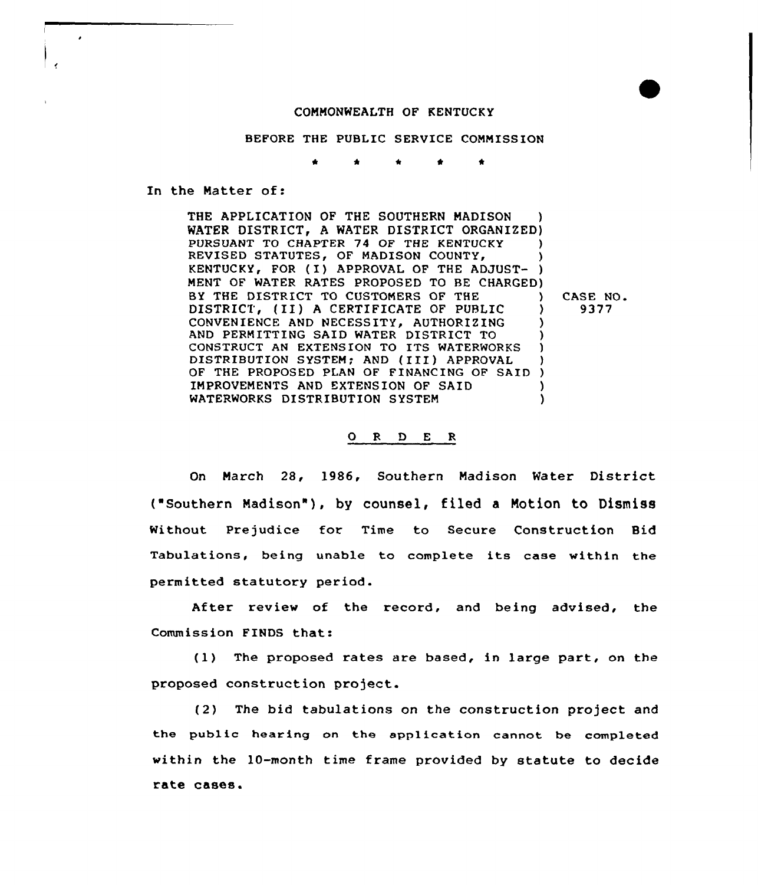COMMONWEALTH OF KENTUCKY

BEFORE THE PUBLIC SERVICE COMMISSION

\* \* \* \* \*

In the Matter of:

THE APPLICATION OF THE SOUTHERN MADISON WATER DISTRICT, A WATER DISTRICT ORGANIZED PURSUANT TO CHAPTER 74 OF THE KENTUCKY REVISED STATUTES, OF MADISON COUNTY, KENTUCKY, FOR (I) APPROVAL OF THE ADJUSTMENT OF WATER RATES PROPOSED TO BE CHARGED BY THE DISTRICT TO CUSTOMERS OF THE DISTRICT, (II) A CERTIFICATE OF PUBLIC CONVENIENCE AND NECESSITY, AUTHORIZING AND PERMITTING SAID WATER DISTRICT TO CONSTRUCT AN EXTENSION TO ITS WATERWORKS DISTRIBUTION SYSTEM; AND (III) APPROVAL OF THE PROPOSED PLAN OF FINANCING OF SAID IMPROVEMENTS AND EXTENSION OF SAID WATERWORKS DISTRIBUTION SYSTEM

CASE NO. 9377

O R D E R

On March 28, 1986, Southern Madison Water District ("Southern Madison"), by counsel, filed a Motion to Dismiss Without Prejudice for Time to Secure Construction Bid Tabulations, being unable to complete its case within the permitted statutory period.

After review of the record, and being advised, the Commission FINDS that:

(1) The proposed rates are based, in large part, on the proposed construction project.

(2) The bid tabulations on the construction project and the public hearing on the application cannot be completed within the 10-month time frame provided by statute to decide rate cases.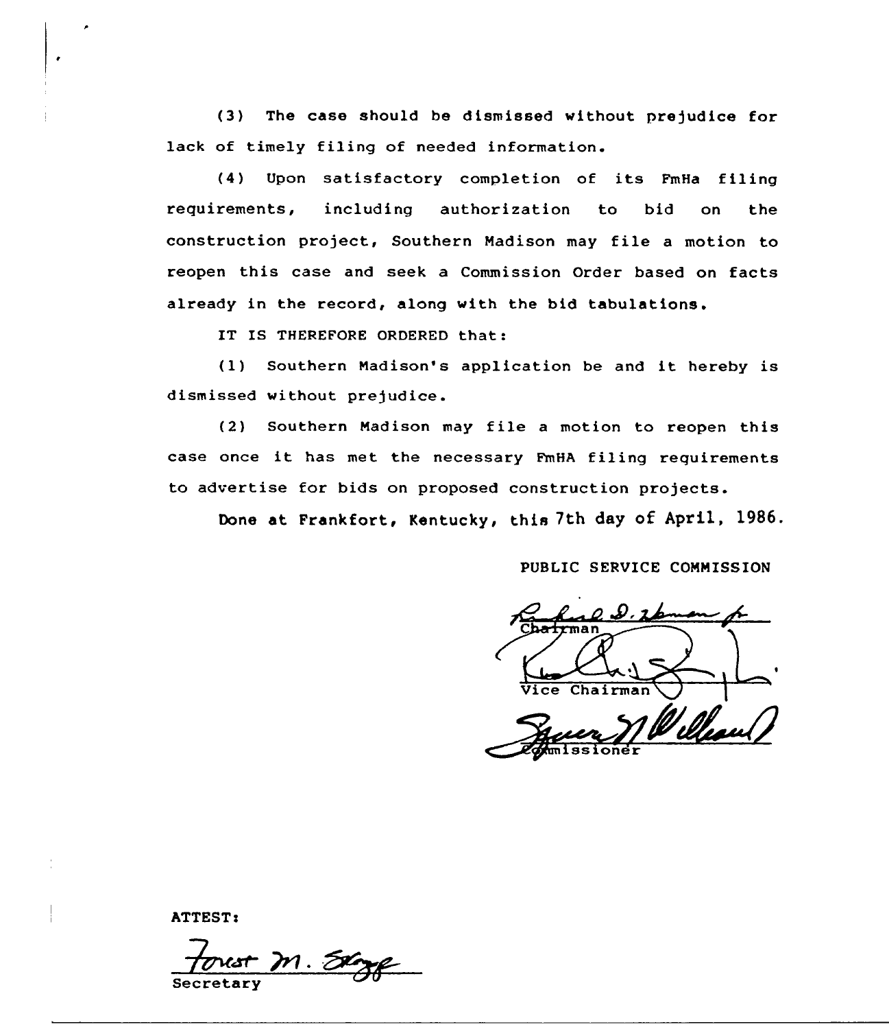(3) The case should be dismissed without prejudice for lack of timely filing of needed information.

(4) Upon satisfactory completion of its FmHa filing requirements, including authorization to bid on the construction project, Southern Madison may file a motion to reopen this case and seek a Commission Order based on facts already in the record, along with the bid tabulations.

IT IS THEREFORE ORDERED that:

(1) Southern Madison's application be and it hereby is dismissed without prejudice.

(2) Southern Madison may file a motion to reopen this case once it has met the necessary FmHA filing requirements to advertise for bids on proposed construction projects.

Done at Frankfort, Kentucky, this 7th day of April, 1986.

PUBLIC SERVICE COMMISSION

Chairman

Vice Chairman

Commissioner

ATTEST:

Secretary